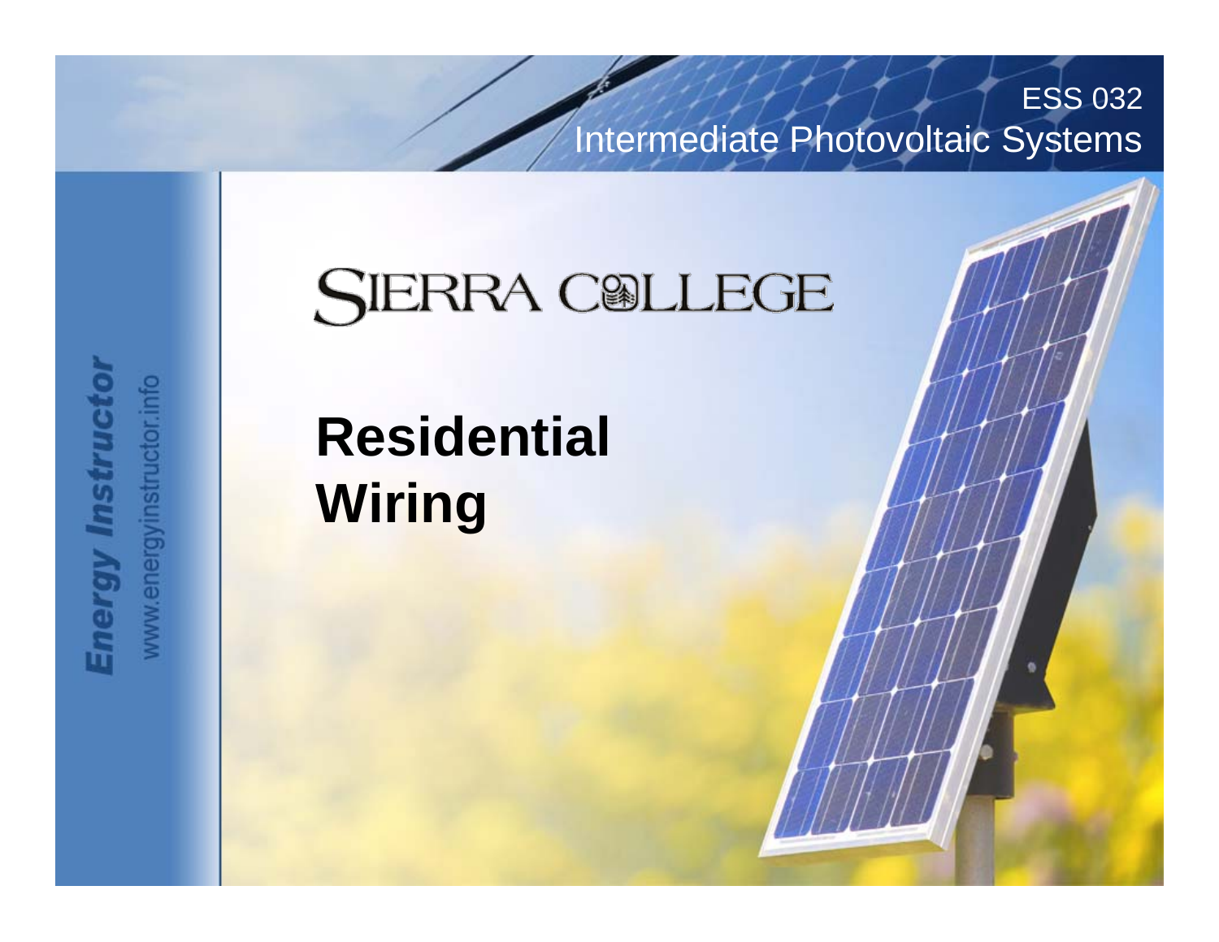ESS 032
Intermediate Photovoltaic Systems

SIERRA COLLEGE

# Residential Wiring

Energy Instructor
www.energyinstructor.info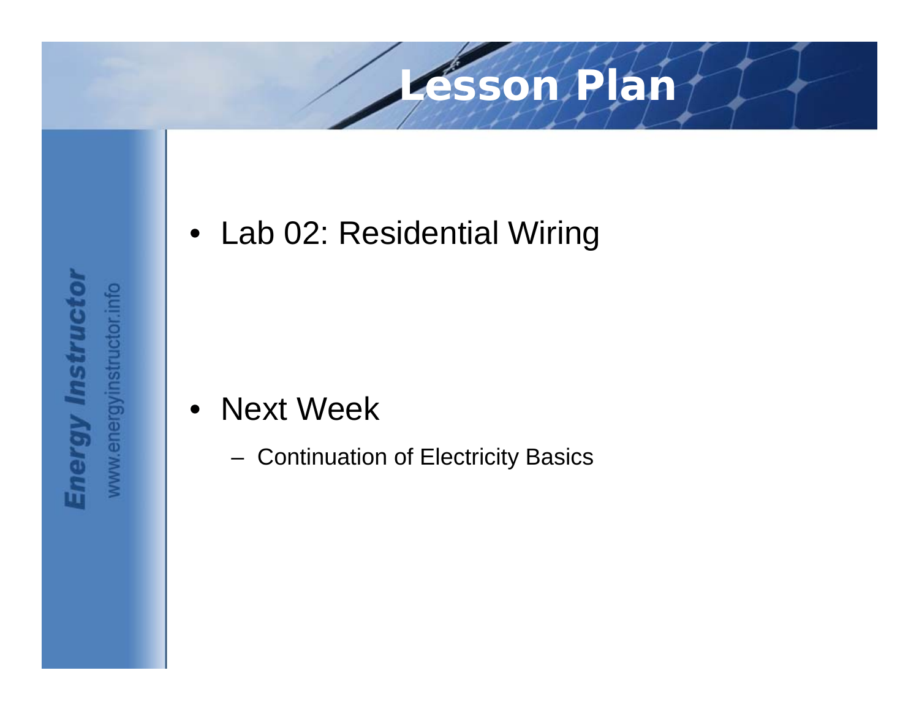# Lesson Plan

- Lab 02: Residential Wiring

- Next Week
  - Continuation of Electricity Basics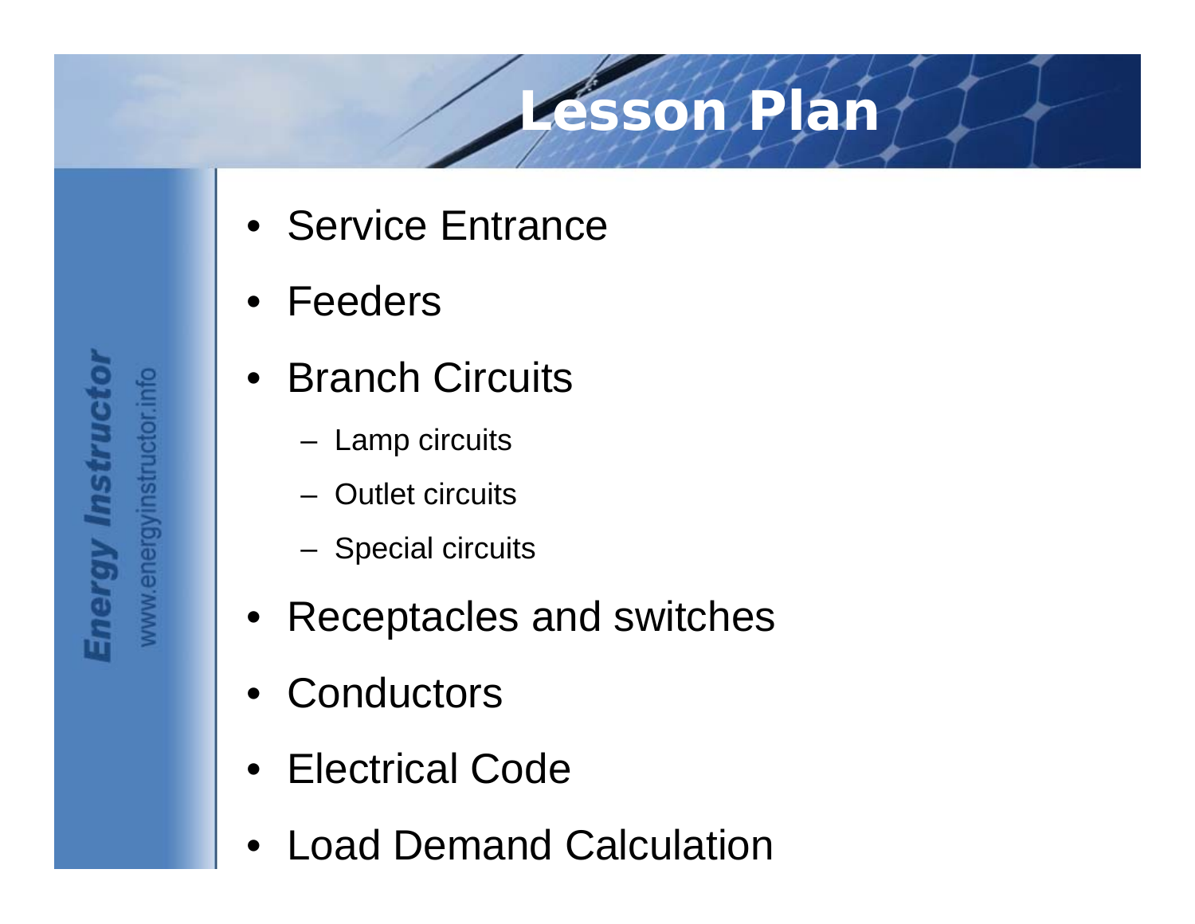# Lesson Plan

- Service Entrance
- Feeders
- Branch Circuits
  - Lamp circuits
  - Outlet circuits
  - Special circuits
- Receptacles and switches
- Conductors
- Electrical Code
- Load Demand Calculation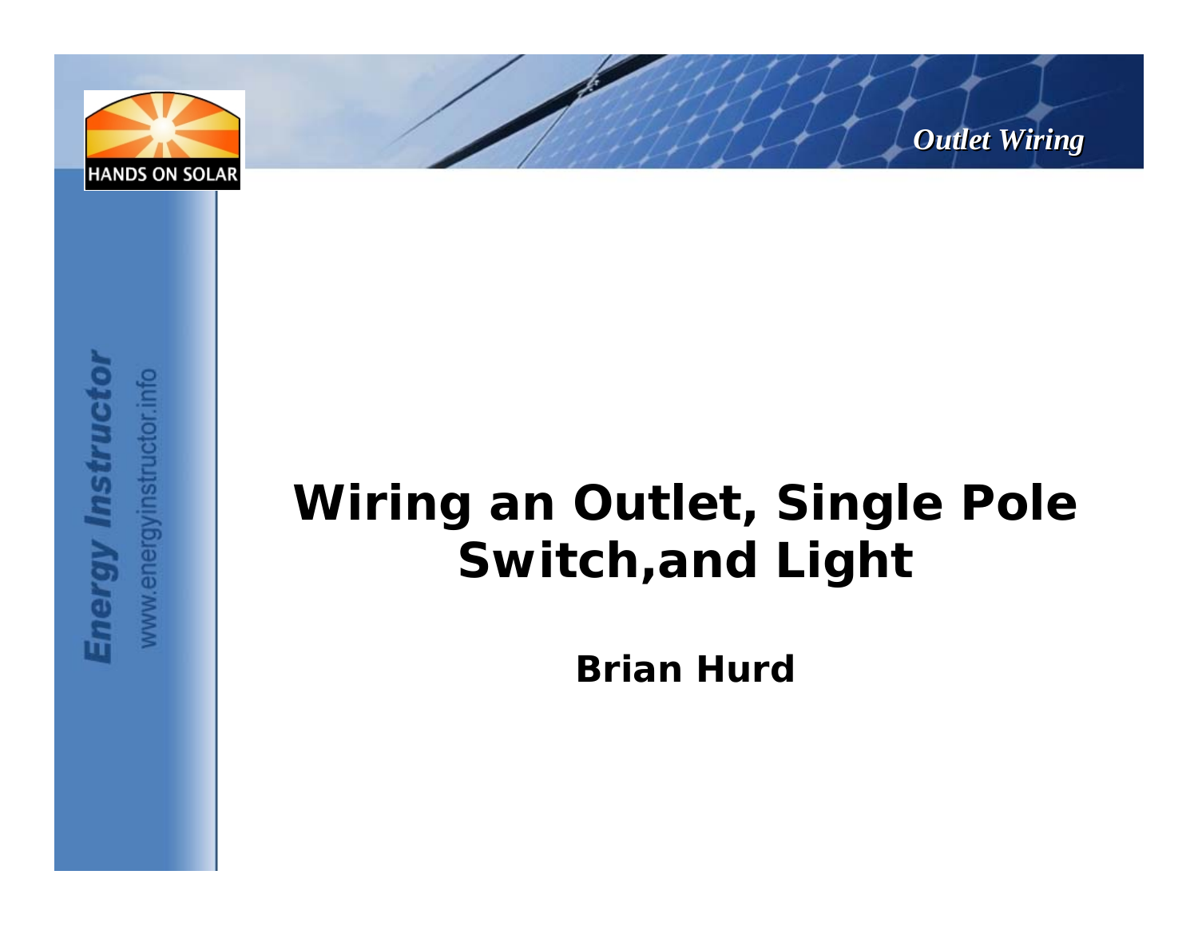# Wiring an Outlet, Single Pole Switch,and Light

**Brian Hurd**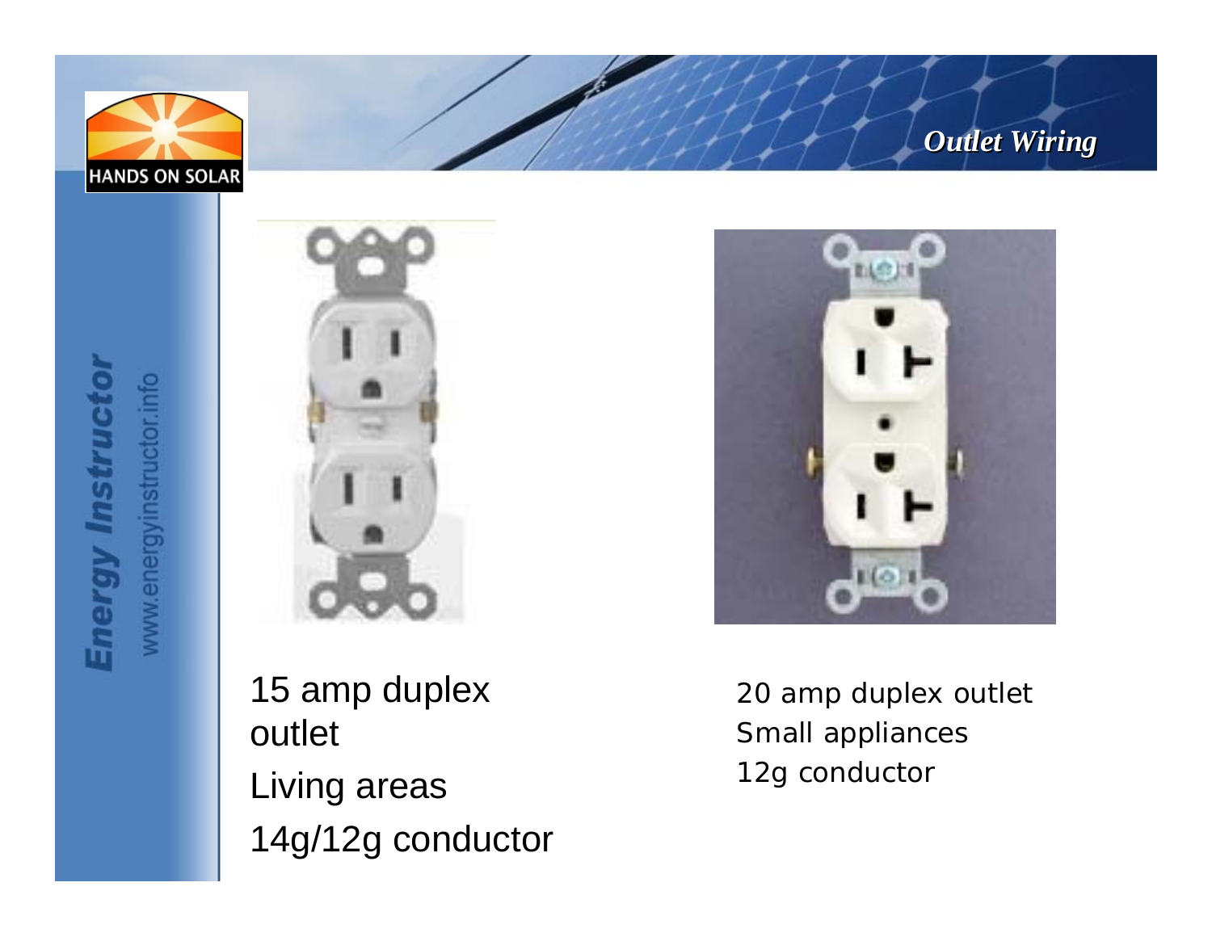# Outlet Wiring

15 amp duplex outlet

Living areas

14g/12g conductor

20 amp duplex outlet

Small appliances

12g conductor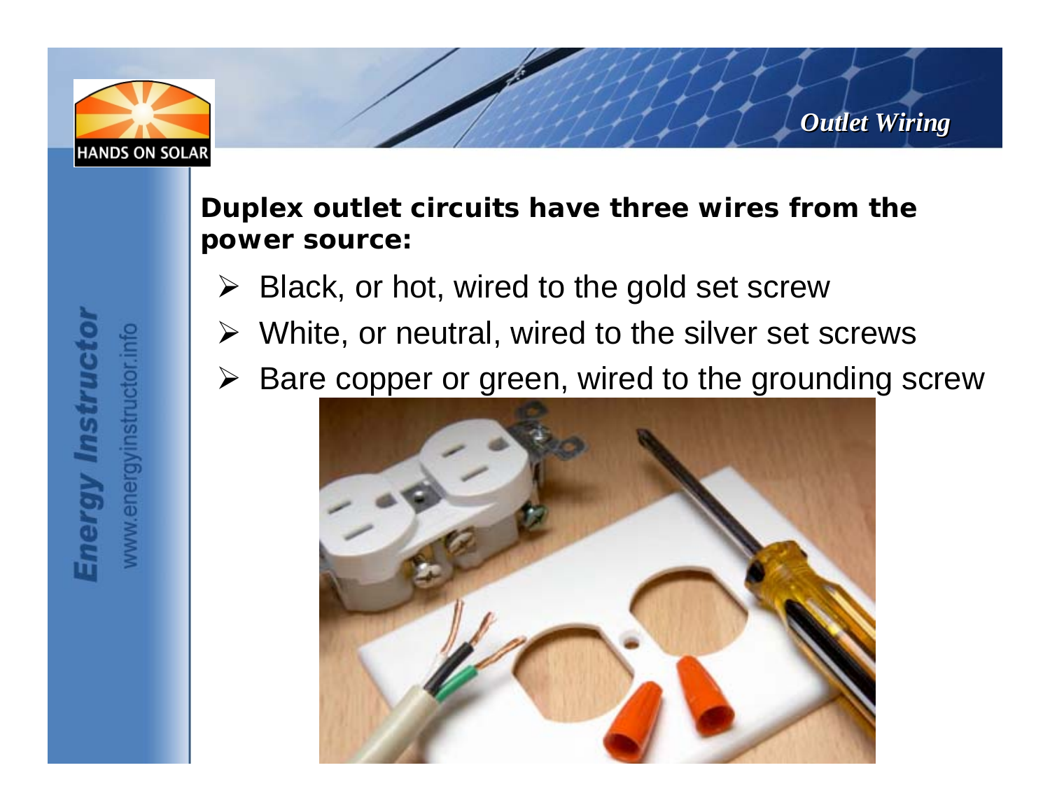# Outlet Wiring

**Duplex outlet circuits have three wires from the power source:**

- Black, or hot, wired to the gold set screw
- White, or neutral, wired to the silver set screws
- Bare copper or green, wired to the grounding screw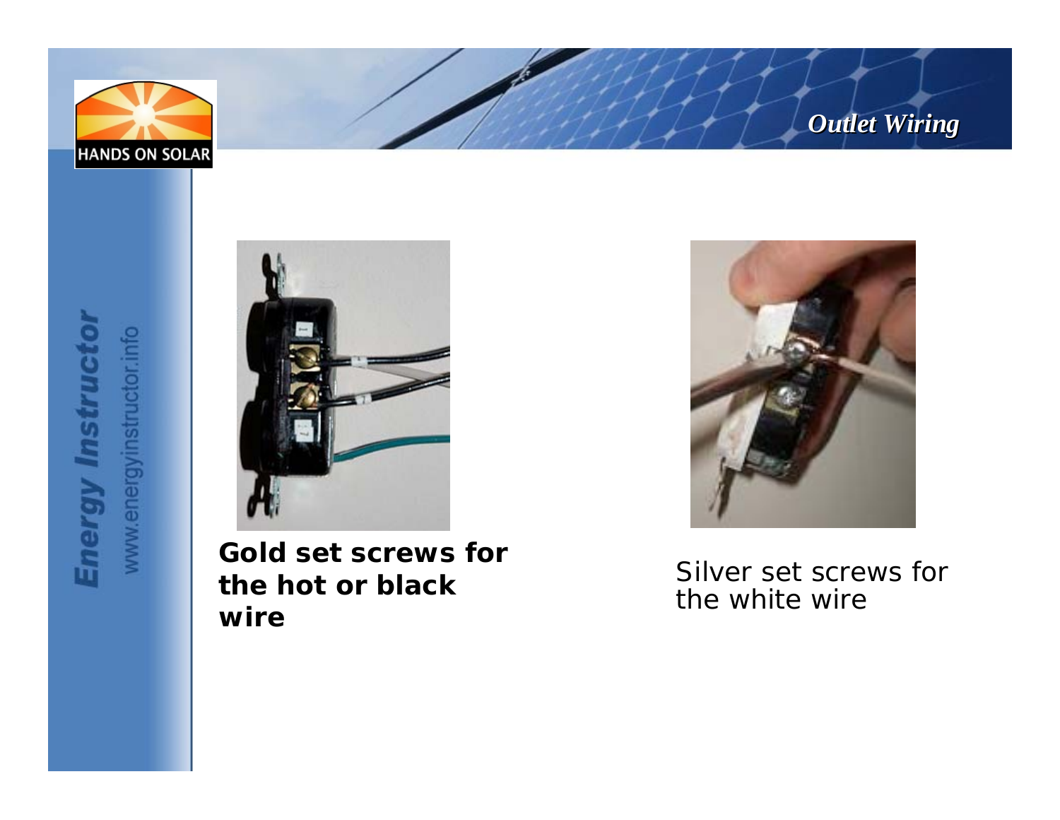# Outlet Wiring

**Gold set screws for the hot or black wire**

Silver set screws for the white wire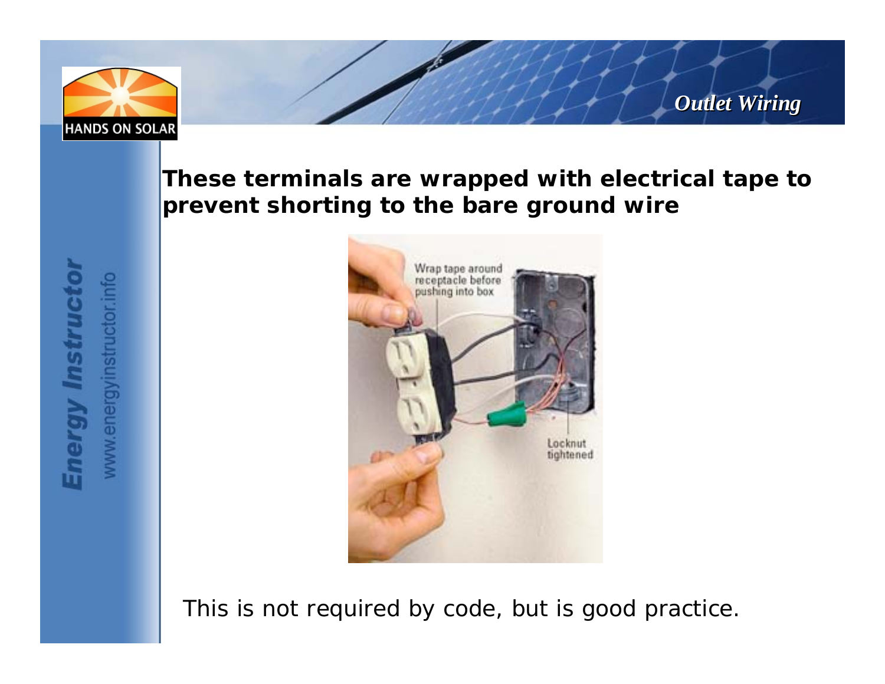## Outlet Wiring

**These terminals are wrapped with electrical tape to prevent shorting to the bare ground wire**

This is not required by code, but is good practice.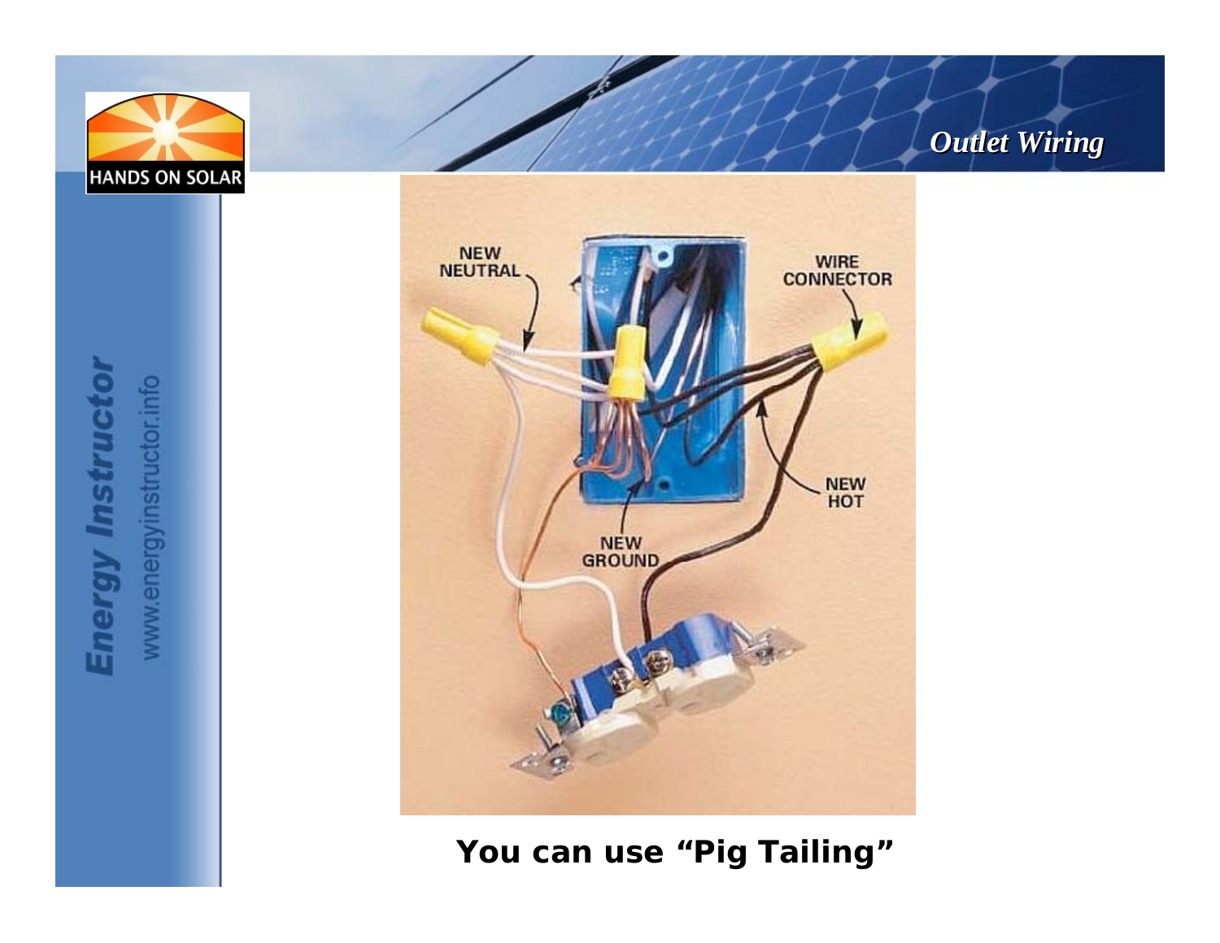# Outlet Wiring

NEW NEUTRAL

WIRE CONNECTOR

NEW HOT

NEW GROUND

**You can use "Pig Tailing"**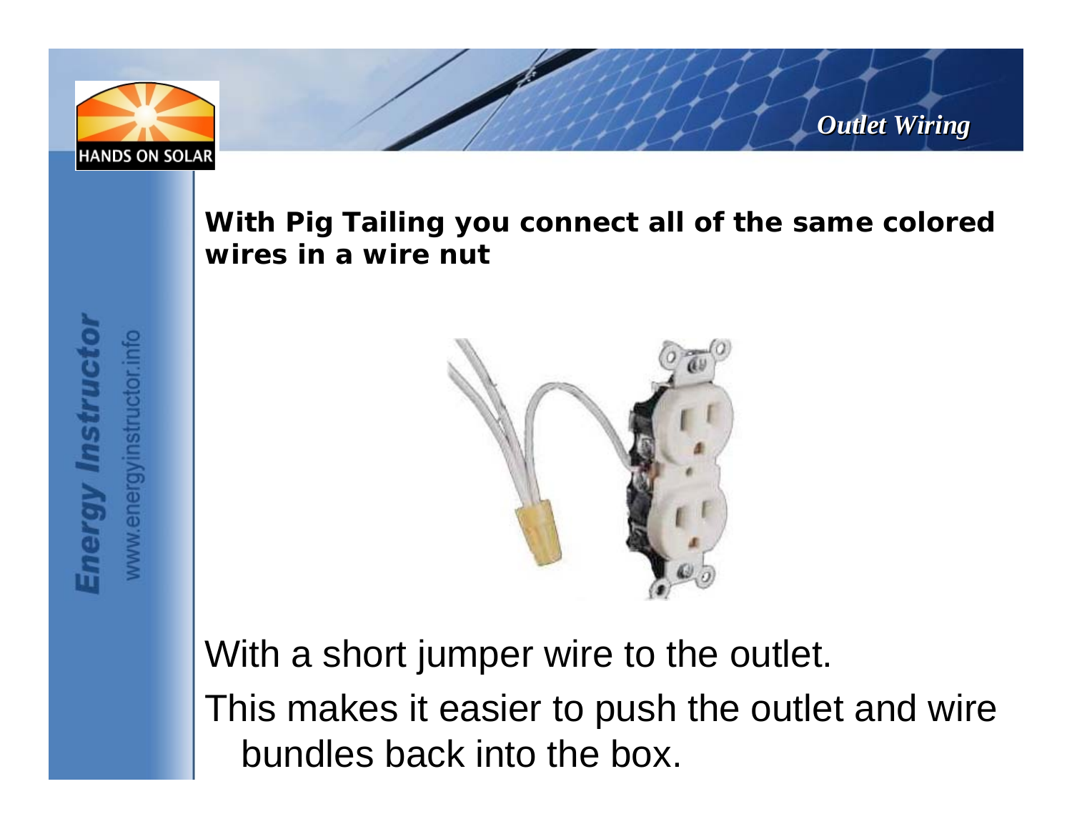## Outlet Wiring

**With Pig Tailing you connect all of the same colored wires in a wire nut**

With a short jumper wire to the outlet.

This makes it easier to push the outlet and wire bundles back into the box.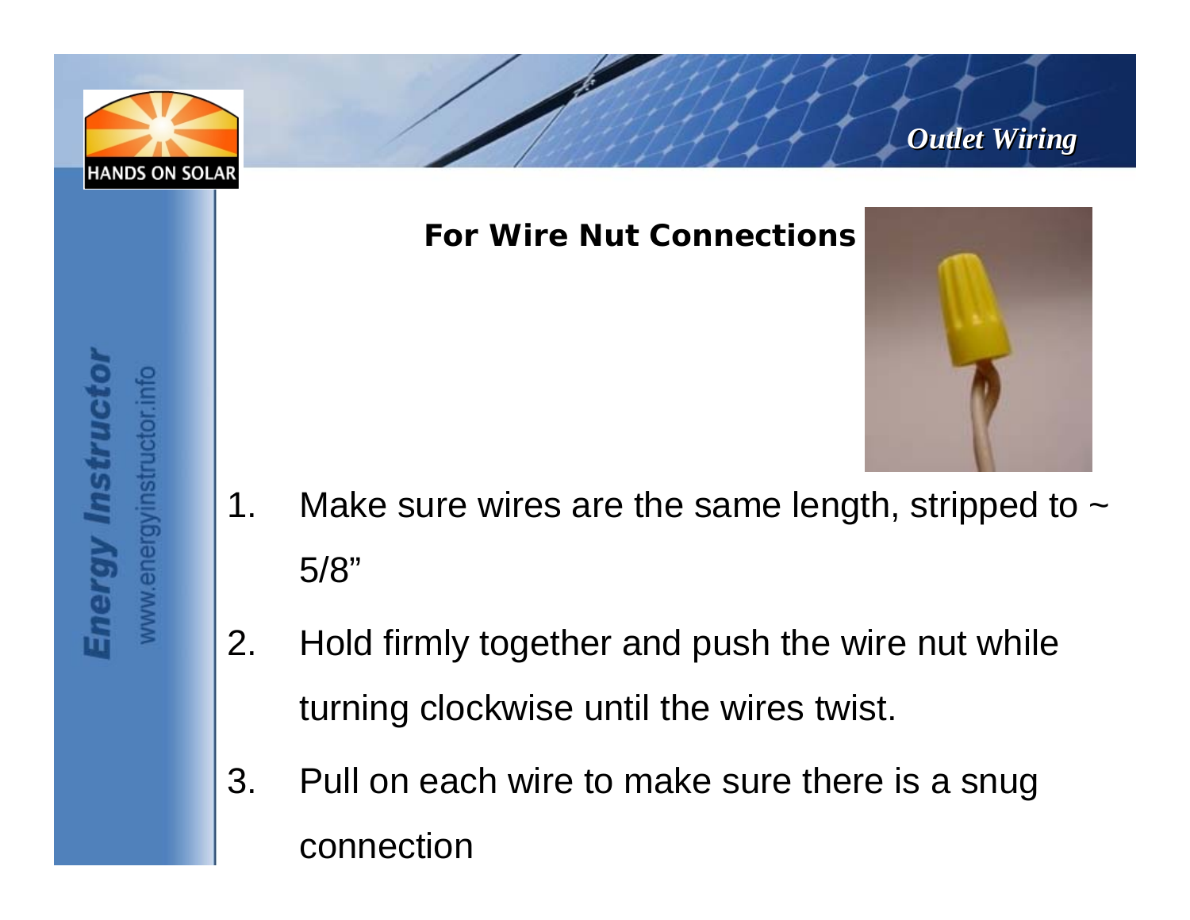## For Wire Nut Connections

1. Make sure wires are the same length, stripped to ~ 5/8"
2. Hold firmly together and push the wire nut while turning clockwise until the wires twist.
3. Pull on each wire to make sure there is a snug connection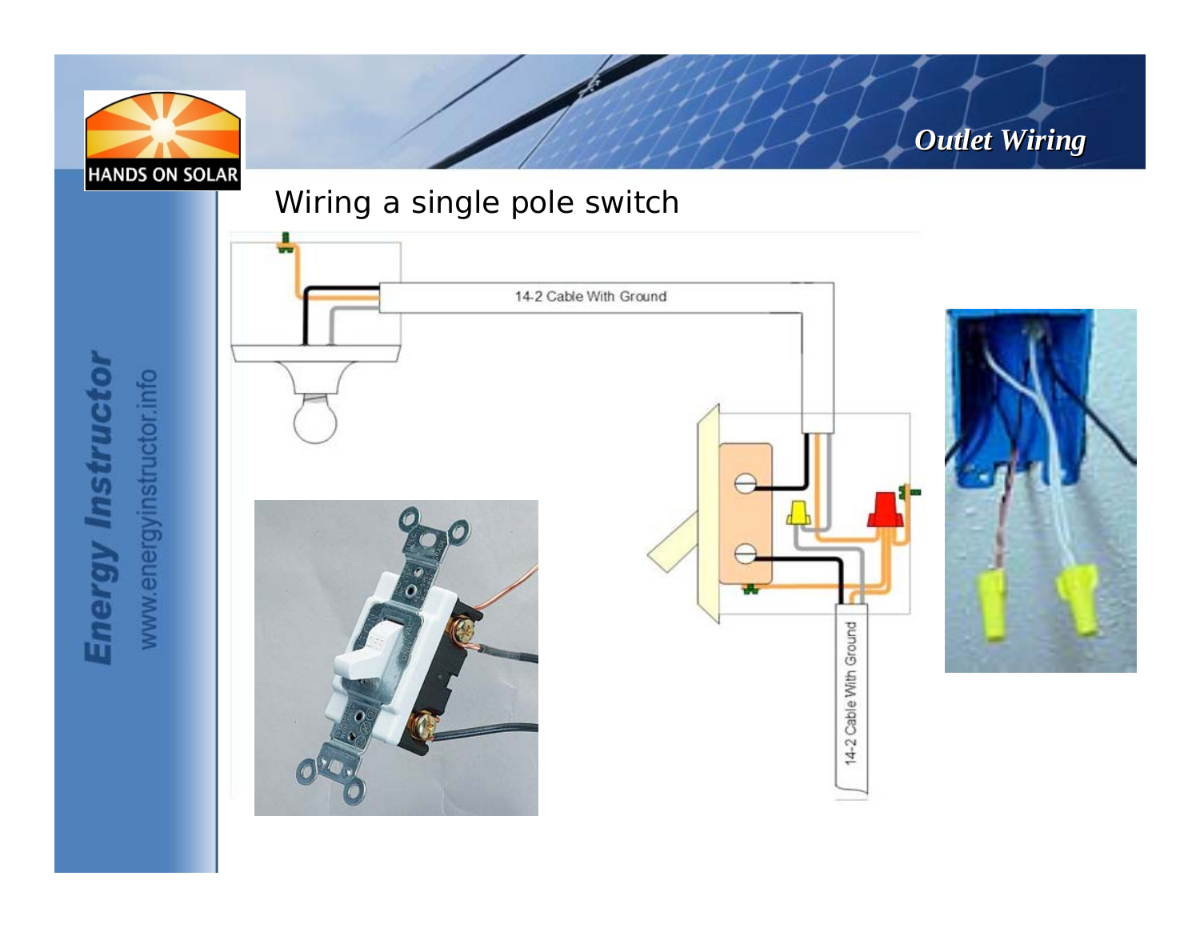## Wiring a single pole switch

14-2 Cable With Ground

14-2 Cable With Ground